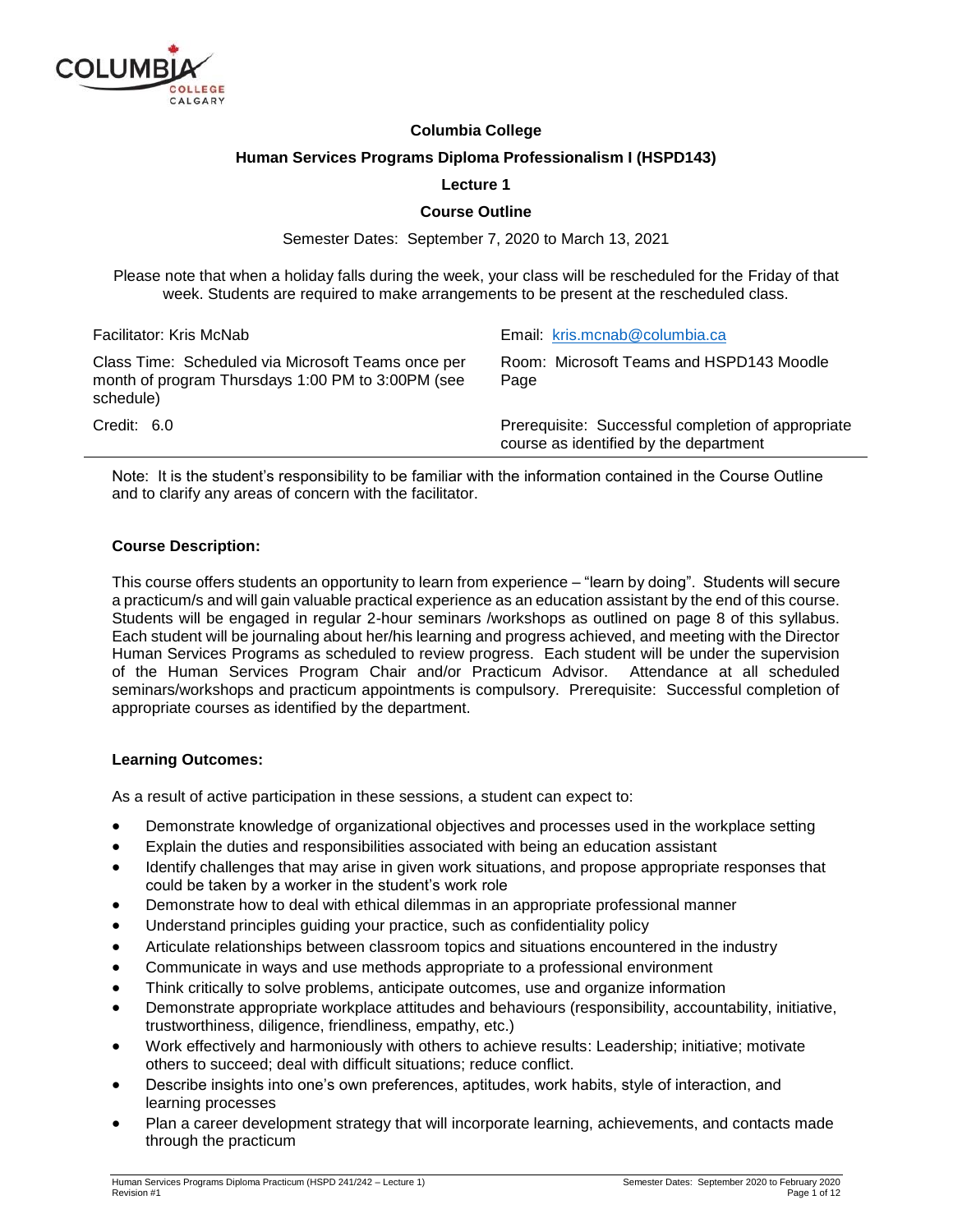**Columbia College**

**Human Services Programs Diploma Professionalism I (HSPD143)**

**Lecture 1**

**Course Outline**

Semester Dates: September 7, 2020 to March 13, 2021

Please note that when a holiday falls during the week, your class will be rescheduled for the Friday of that week. Students are required to make arrangements to be present at the rescheduled class.

| | |
|---|---|
| Facilitator: Kris McNab | Email: kris.mcnab@columbia.ca |
| Class Time: Scheduled via Microsoft Teams once per month of program Thursdays 1:00 PM to 3:00PM (see schedule) | Room: Microsoft Teams and HSPD143 Moodle Page |
| Credit: 6.0 | Prerequisite: Successful completion of appropriate course as identified by the department |

Note: It is the student's responsibility to be familiar with the information contained in the Course Outline and to clarify any areas of concern with the facilitator.

**Course Description:**

This course offers students an opportunity to learn from experience – "learn by doing". Students will secure a practicum/s and will gain valuable practical experience as an education assistant by the end of this course. Students will be engaged in regular 2-hour seminars /workshops as outlined on page 8 of this syllabus. Each student will be journaling about her/his learning and progress achieved, and meeting with the Director Human Services Programs as scheduled to review progress. Each student will be under the supervision of the Human Services Program Chair and/or Practicum Advisor. Attendance at all scheduled seminars/workshops and practicum appointments is compulsory. Prerequisite: Successful completion of appropriate courses as identified by the department.

**Learning Outcomes:**

As a result of active participation in these sessions, a student can expect to:

- Demonstrate knowledge of organizational objectives and processes used in the workplace setting
- Explain the duties and responsibilities associated with being an education assistant
- Identify challenges that may arise in given work situations, and propose appropriate responses that could be taken by a worker in the student's work role
- Demonstrate how to deal with ethical dilemmas in an appropriate professional manner
- Understand principles guiding your practice, such as confidentiality policy
- Articulate relationships between classroom topics and situations encountered in the industry
- Communicate in ways and use methods appropriate to a professional environment
- Think critically to solve problems, anticipate outcomes, use and organize information
- Demonstrate appropriate workplace attitudes and behaviours (responsibility, accountability, initiative, trustworthiness, diligence, friendliness, empathy, etc.)
- Work effectively and harmoniously with others to achieve results: Leadership; initiative; motivate others to succeed; deal with difficult situations; reduce conflict.
- Describe insights into one's own preferences, aptitudes, work habits, style of interaction, and learning processes
- Plan a career development strategy that will incorporate learning, achievements, and contacts made through the practicum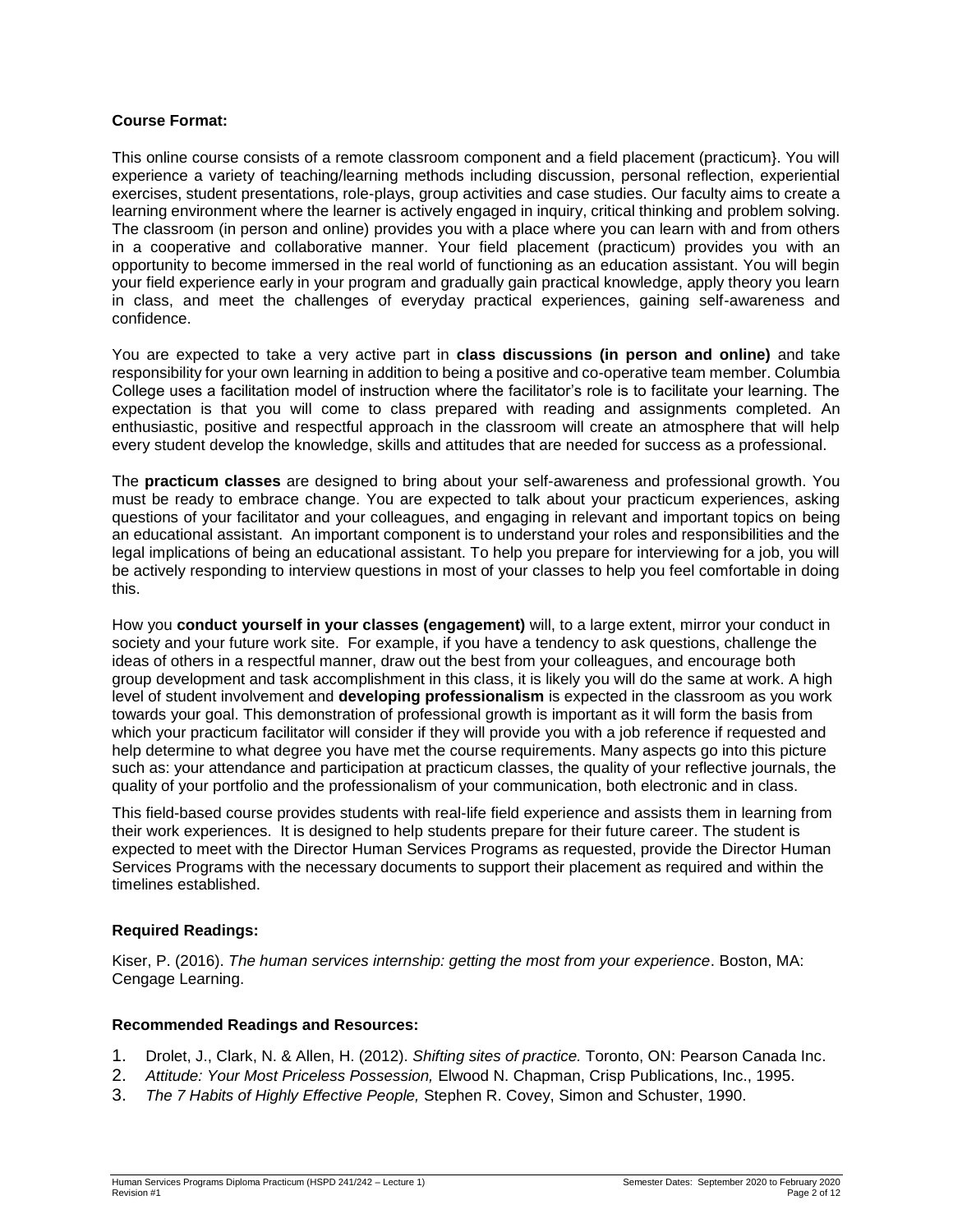**Course Format:**

This online course consists of a remote classroom component and a field placement (practicum}. You will experience a variety of teaching/learning methods including discussion, personal reflection, experiential exercises, student presentations, role-plays, group activities and case studies. Our faculty aims to create a learning environment where the learner is actively engaged in inquiry, critical thinking and problem solving. The classroom (in person and online) provides you with a place where you can learn with and from others in a cooperative and collaborative manner. Your field placement (practicum) provides you with an opportunity to become immersed in the real world of functioning as an education assistant. You will begin your field experience early in your program and gradually gain practical knowledge, apply theory you learn in class, and meet the challenges of everyday practical experiences, gaining self-awareness and confidence.

You are expected to take a very active part in **class discussions (in person and online)** and take responsibility for your own learning in addition to being a positive and co-operative team member. Columbia College uses a facilitation model of instruction where the facilitator's role is to facilitate your learning. The expectation is that you will come to class prepared with reading and assignments completed. An enthusiastic, positive and respectful approach in the classroom will create an atmosphere that will help every student develop the knowledge, skills and attitudes that are needed for success as a professional.

The **practicum classes** are designed to bring about your self-awareness and professional growth. You must be ready to embrace change. You are expected to talk about your practicum experiences, asking questions of your facilitator and your colleagues, and engaging in relevant and important topics on being an educational assistant. An important component is to understand your roles and responsibilities and the legal implications of being an educational assistant. To help you prepare for interviewing for a job, you will be actively responding to interview questions in most of your classes to help you feel comfortable in doing this.

How you **conduct yourself in your classes (engagement)** will, to a large extent, mirror your conduct in society and your future work site. For example, if you have a tendency to ask questions, challenge the ideas of others in a respectful manner, draw out the best from your colleagues, and encourage both group development and task accomplishment in this class, it is likely you will do the same at work. A high level of student involvement and **developing professionalism** is expected in the classroom as you work towards your goal. This demonstration of professional growth is important as it will form the basis from which your practicum facilitator will consider if they will provide you with a job reference if requested and help determine to what degree you have met the course requirements. Many aspects go into this picture such as: your attendance and participation at practicum classes, the quality of your reflective journals, the quality of your portfolio and the professionalism of your communication, both electronic and in class.

This field-based course provides students with real-life field experience and assists them in learning from their work experiences. It is designed to help students prepare for their future career. The student is expected to meet with the Director Human Services Programs as requested, provide the Director Human Services Programs with the necessary documents to support their placement as required and within the timelines established.

**Required Readings:**

Kiser, P. (2016). *The human services internship: getting the most from your experience*. Boston, MA: Cengage Learning.

**Recommended Readings and Resources:**

1. Drolet, J., Clark, N. & Allen, H. (2012). *Shifting sites of practice.* Toronto, ON: Pearson Canada Inc.
2. *Attitude: Your Most Priceless Possession,* Elwood N. Chapman, Crisp Publications, Inc., 1995.
3. *The 7 Habits of Highly Effective People,* Stephen R. Covey, Simon and Schuster, 1990.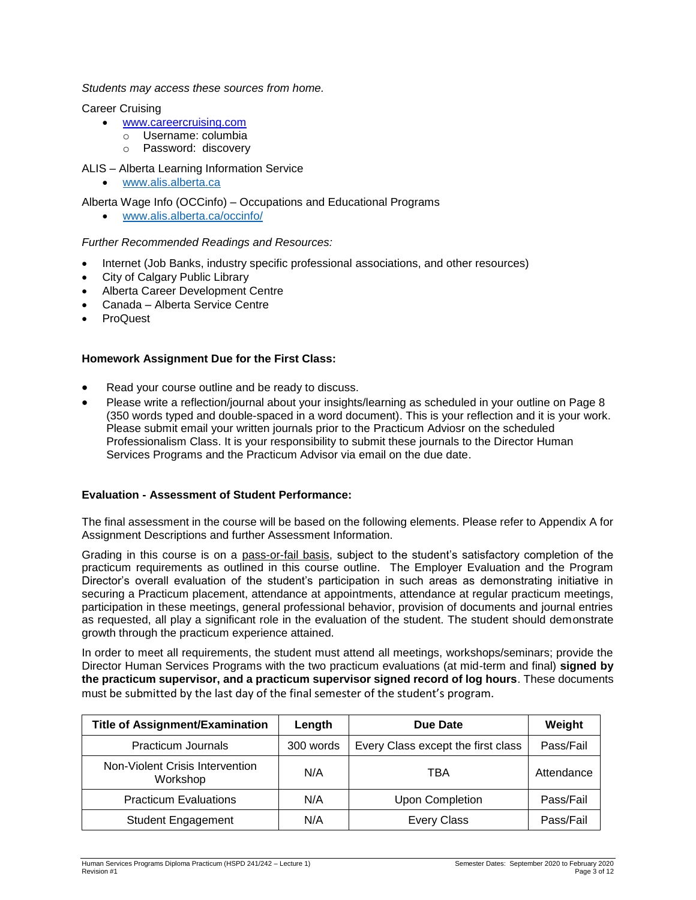*Students may access these sources from home.*

Career Cruising

- www.careercruising.com
  - Username: columbia
  - Password: discovery

ALIS – Alberta Learning Information Service

- www.alis.alberta.ca

Alberta Wage Info (OCCinfo) – Occupations and Educational Programs

- www.alis.alberta.ca/occinfo/

*Further Recommended Readings and Resources:*

- Internet (Job Banks, industry specific professional associations, and other resources)
- City of Calgary Public Library
- Alberta Career Development Centre
- Canada – Alberta Service Centre
- ProQuest

**Homework Assignment Due for the First Class:**

- Read your course outline and be ready to discuss.
- Please write a reflection/journal about your insights/learning as scheduled in your outline on Page 8 (350 words typed and double-spaced in a word document). This is your reflection and it is your work. Please submit email your written journals prior to the Practicum Adviosr on the scheduled Professionalism Class. It is your responsibility to submit these journals to the Director Human Services Programs and the Practicum Advisor via email on the due date.

**Evaluation - Assessment of Student Performance:**

The final assessment in the course will be based on the following elements. Please refer to Appendix A for Assignment Descriptions and further Assessment Information.

Grading in this course is on a pass-or-fail basis, subject to the student's satisfactory completion of the practicum requirements as outlined in this course outline. The Employer Evaluation and the Program Director's overall evaluation of the student's participation in such areas as demonstrating initiative in securing a Practicum placement, attendance at appointments, attendance at regular practicum meetings, participation in these meetings, general professional behavior, provision of documents and journal entries as requested, all play a significant role in the evaluation of the student. The student should demonstrate growth through the practicum experience attained.

In order to meet all requirements, the student must attend all meetings, workshops/seminars; provide the Director Human Services Programs with the two practicum evaluations (at mid-term and final) **signed by the practicum supervisor, and a practicum supervisor signed record of log hours**. These documents must be submitted by the last day of the final semester of the student's program.

| Title of Assignment/Examination | Length | Due Date | Weight |
|---|---|---|---|
| Practicum Journals | 300 words | Every Class except the first class | Pass/Fail |
| Non-Violent Crisis Intervention Workshop | N/A | TBA | Attendance |
| Practicum Evaluations | N/A | Upon Completion | Pass/Fail |
| Student Engagement | N/A | Every Class | Pass/Fail |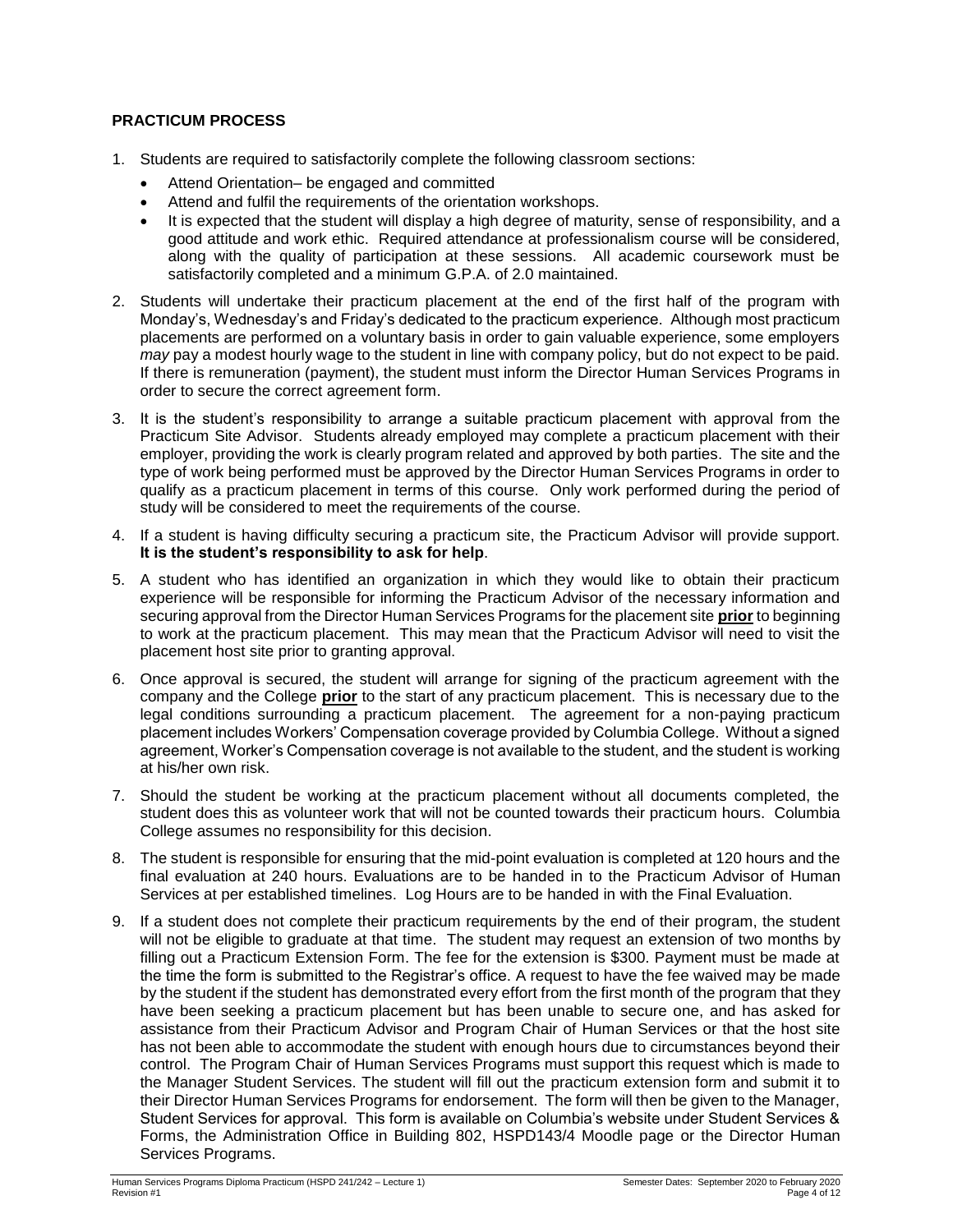## PRACTICUM PROCESS

1. Students are required to satisfactorily complete the following classroom sections:
   - Attend Orientation– be engaged and committed
   - Attend and fulfil the requirements of the orientation workshops.
   - It is expected that the student will display a high degree of maturity, sense of responsibility, and a good attitude and work ethic. Required attendance at professionalism course will be considered, along with the quality of participation at these sessions. All academic coursework must be satisfactorily completed and a minimum G.P.A. of 2.0 maintained.

2. Students will undertake their practicum placement at the end of the first half of the program with Monday's, Wednesday's and Friday's dedicated to the practicum experience. Although most practicum placements are performed on a voluntary basis in order to gain valuable experience, some employers *may* pay a modest hourly wage to the student in line with company policy, but do not expect to be paid. If there is remuneration (payment), the student must inform the Director Human Services Programs in order to secure the correct agreement form.

3. It is the student's responsibility to arrange a suitable practicum placement with approval from the Practicum Site Advisor. Students already employed may complete a practicum placement with their employer, providing the work is clearly program related and approved by both parties. The site and the type of work being performed must be approved by the Director Human Services Programs in order to qualify as a practicum placement in terms of this course. Only work performed during the period of study will be considered to meet the requirements of the course.

4. If a student is having difficulty securing a practicum site, the Practicum Advisor will provide support. **It is the student's responsibility to ask for help**.

5. A student who has identified an organization in which they would like to obtain their practicum experience will be responsible for informing the Practicum Advisor of the necessary information and securing approval from the Director Human Services Programs for the placement site **prior** to beginning to work at the practicum placement. This may mean that the Practicum Advisor will need to visit the placement host site prior to granting approval.

6. Once approval is secured, the student will arrange for signing of the practicum agreement with the company and the College **prior** to the start of any practicum placement. This is necessary due to the legal conditions surrounding a practicum placement. The agreement for a non-paying practicum placement includes Workers' Compensation coverage provided by Columbia College. Without a signed agreement, Worker's Compensation coverage is not available to the student, and the student is working at his/her own risk.

7. Should the student be working at the practicum placement without all documents completed, the student does this as volunteer work that will not be counted towards their practicum hours. Columbia College assumes no responsibility for this decision.

8. The student is responsible for ensuring that the mid-point evaluation is completed at 120 hours and the final evaluation at 240 hours. Evaluations are to be handed in to the Practicum Advisor of Human Services at per established timelines. Log Hours are to be handed in with the Final Evaluation.

9. If a student does not complete their practicum requirements by the end of their program, the student will not be eligible to graduate at that time. The student may request an extension of two months by filling out a Practicum Extension Form. The fee for the extension is $300. Payment must be made at the time the form is submitted to the Registrar's office. A request to have the fee waived may be made by the student if the student has demonstrated every effort from the first month of the program that they have been seeking a practicum placement but has been unable to secure one, and has asked for assistance from their Practicum Advisor and Program Chair of Human Services or that the host site has not been able to accommodate the student with enough hours due to circumstances beyond their control. The Program Chair of Human Services Programs must support this request which is made to the Manager Student Services. The student will fill out the practicum extension form and submit it to their Director Human Services Programs for endorsement. The form will then be given to the Manager, Student Services for approval. This form is available on Columbia's website under Student Services & Forms, the Administration Office in Building 802, HSPD143/4 Moodle page or the Director Human Services Programs.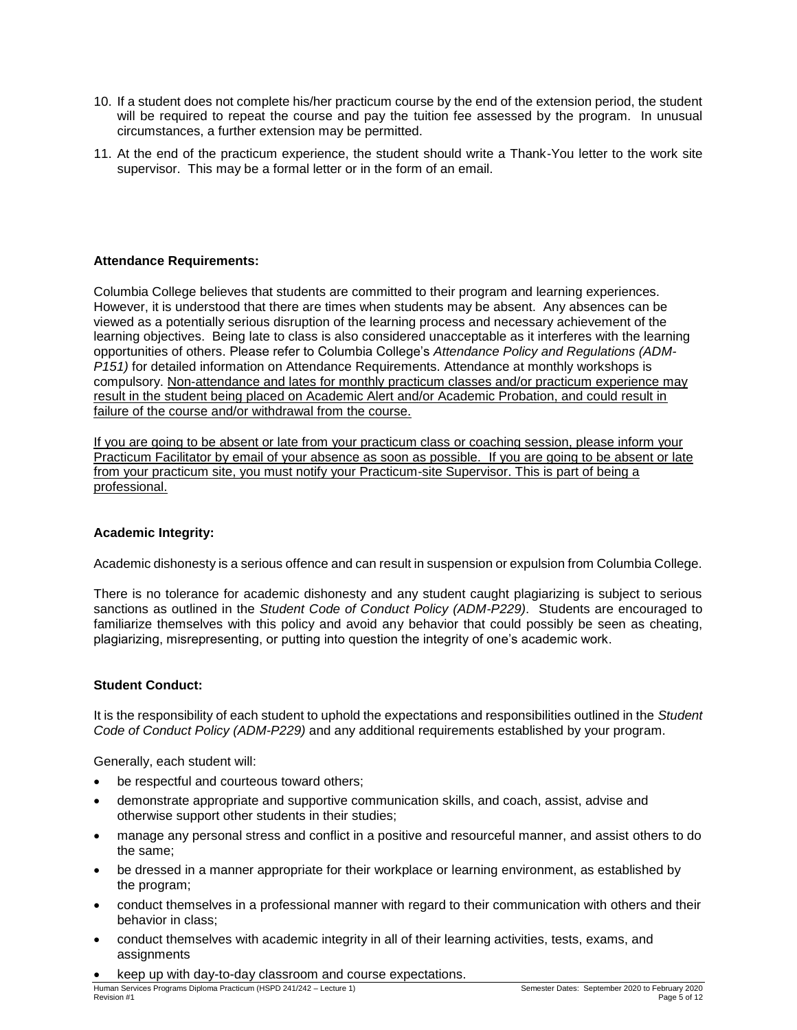10. If a student does not complete his/her practicum course by the end of the extension period, the student will be required to repeat the course and pay the tuition fee assessed by the program. In unusual circumstances, a further extension may be permitted.
11. At the end of the practicum experience, the student should write a Thank-You letter to the work site supervisor. This may be a formal letter or in the form of an email.

**Attendance Requirements:**

Columbia College believes that students are committed to their program and learning experiences. However, it is understood that there are times when students may be absent. Any absences can be viewed as a potentially serious disruption of the learning process and necessary achievement of the learning objectives. Being late to class is also considered unacceptable as it interferes with the learning opportunities of others. Please refer to Columbia College's *Attendance Policy and Regulations (ADM-P151)* for detailed information on Attendance Requirements. Attendance at monthly workshops is compulsory. Non-attendance and lates for monthly practicum classes and/or practicum experience may result in the student being placed on Academic Alert and/or Academic Probation, and could result in failure of the course and/or withdrawal from the course.

If you are going to be absent or late from your practicum class or coaching session, please inform your Practicum Facilitator by email of your absence as soon as possible. If you are going to be absent or late from your practicum site, you must notify your Practicum-site Supervisor. This is part of being a professional.

**Academic Integrity:**

Academic dishonesty is a serious offence and can result in suspension or expulsion from Columbia College.

There is no tolerance for academic dishonesty and any student caught plagiarizing is subject to serious sanctions as outlined in the *Student Code of Conduct Policy (ADM-P229)*. Students are encouraged to familiarize themselves with this policy and avoid any behavior that could possibly be seen as cheating, plagiarizing, misrepresenting, or putting into question the integrity of one's academic work.

**Student Conduct:**

It is the responsibility of each student to uphold the expectations and responsibilities outlined in the *Student Code of Conduct Policy (ADM-P229)* and any additional requirements established by your program.

Generally, each student will:

- be respectful and courteous toward others;
- demonstrate appropriate and supportive communication skills, and coach, assist, advise and otherwise support other students in their studies;
- manage any personal stress and conflict in a positive and resourceful manner, and assist others to do the same;
- be dressed in a manner appropriate for their workplace or learning environment, as established by the program;
- conduct themselves in a professional manner with regard to their communication with others and their behavior in class;
- conduct themselves with academic integrity in all of their learning activities, tests, exams, and assignments
- keep up with day-to-day classroom and course expectations.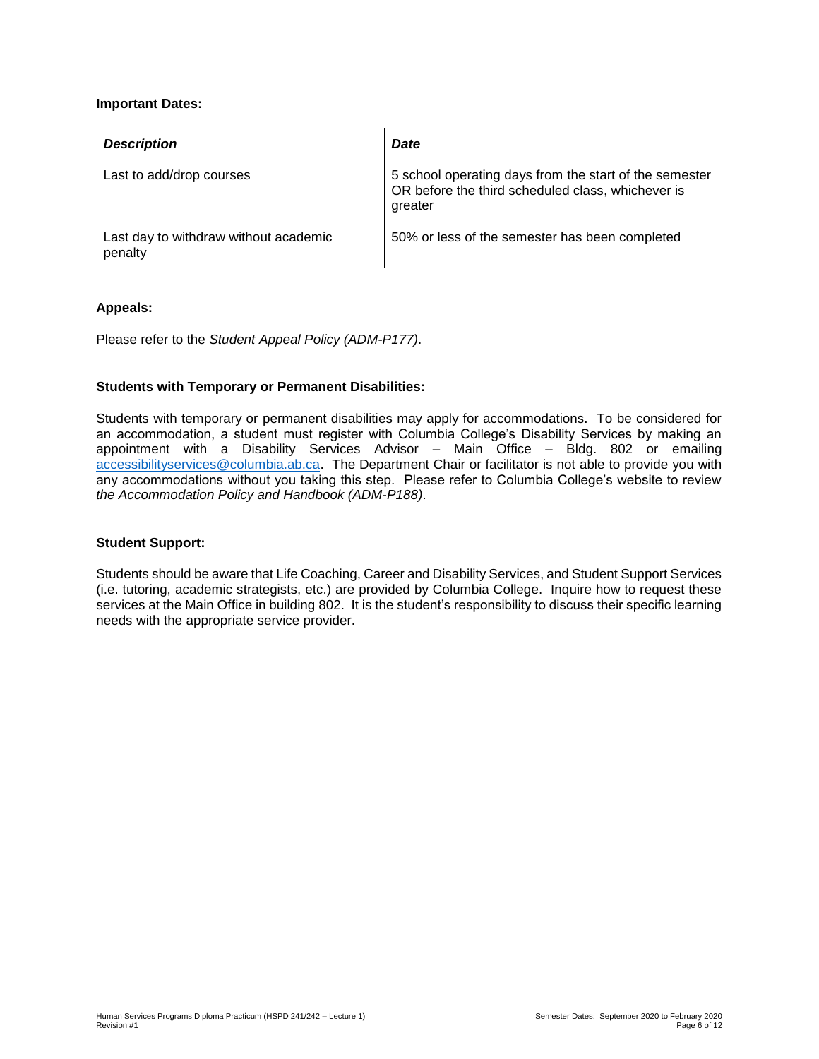**Important Dates:**

| *Description* | *Date* |
| --- | --- |
| Last to add/drop courses | 5 school operating days from the start of the semester OR before the third scheduled class, whichever is greater |
| Last day to withdraw without academic penalty | 50% or less of the semester has been completed |

**Appeals:**

Please refer to the *Student Appeal Policy (ADM-P177)*.

**Students with Temporary or Permanent Disabilities:**

Students with temporary or permanent disabilities may apply for accommodations. To be considered for an accommodation, a student must register with Columbia College's Disability Services by making an appointment with a Disability Services Advisor – Main Office – Bldg. 802 or emailing accessibilityservices@columbia.ab.ca. The Department Chair or facilitator is not able to provide you with any accommodations without you taking this step. Please refer to Columbia College's website to review *the Accommodation Policy and Handbook (ADM-P188)*.

**Student Support:**

Students should be aware that Life Coaching, Career and Disability Services, and Student Support Services (i.e. tutoring, academic strategists, etc.) are provided by Columbia College. Inquire how to request these services at the Main Office in building 802. It is the student's responsibility to discuss their specific learning needs with the appropriate service provider.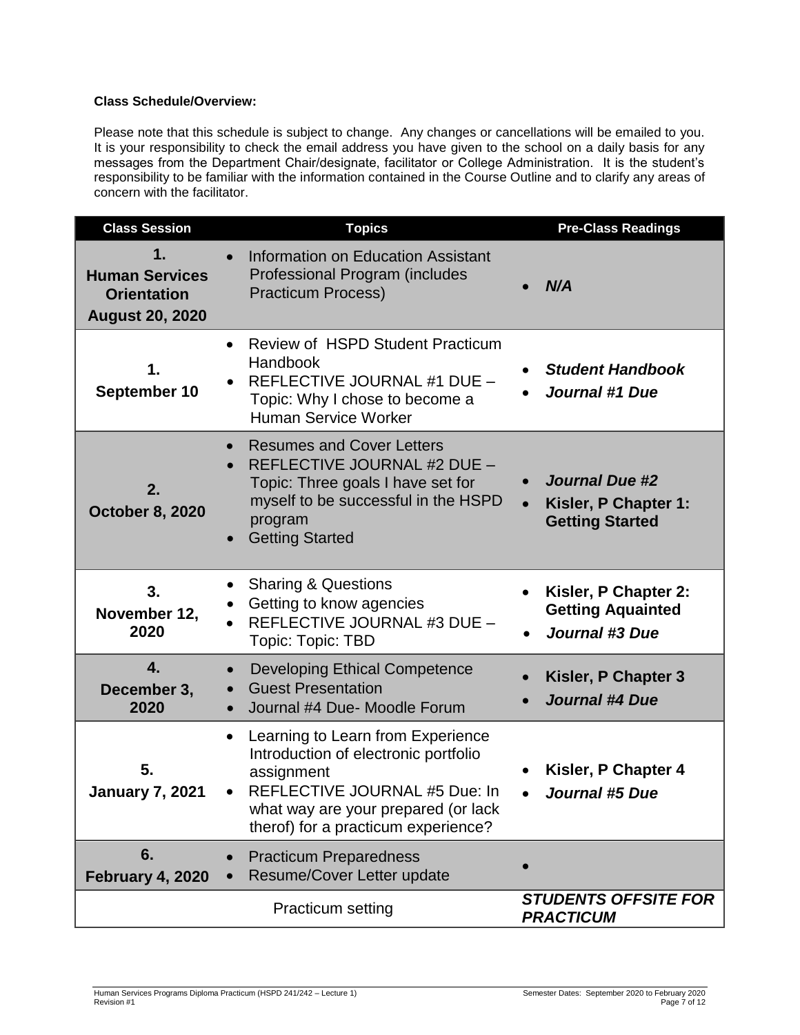**Class Schedule/Overview:**

Please note that this schedule is subject to change. Any changes or cancellations will be emailed to you. It is your responsibility to check the email address you have given to the school on a daily basis for any messages from the Department Chair/designate, facilitator or College Administration. It is the student's responsibility to be familiar with the information contained in the Course Outline and to clarify any areas of concern with the facilitator.

| Class Session | Topics | Pre-Class Readings |
|---|---|---|
| **1. Human Services Orientation August 20, 2020** | • Information on Education Assistant Professional Program (includes Practicum Process) | • ***N/A*** |
| **1. September 10** | • Review of HSPD Student Practicum Handbook<br>• REFLECTIVE JOURNAL #1 DUE – Topic: Why I chose to become a Human Service Worker | • ***Student Handbook***<br>• ***Journal #1 Due*** |
| **2. October 8, 2020** | • Resumes and Cover Letters<br>• REFLECTIVE JOURNAL #2 DUE – Topic: Three goals I have set for myself to be successful in the HSPD program<br>• Getting Started | • ***Journal Due #2***<br>• **Kisler, P Chapter 1: Getting Started** |
| **3. November 12, 2020** | • Sharing & Questions<br>• Getting to know agencies<br>• REFLECTIVE JOURNAL #3 DUE – Topic: Topic: TBD | • **Kisler, P Chapter 2: Getting Aquainted**<br>• ***Journal #3 Due*** |
| **4. December 3, 2020** | • Developing Ethical Competence<br>• Guest Presentation<br>• Journal #4 Due- Moodle Forum | • **Kisler, P Chapter 3**<br>• ***Journal #4 Due*** |
| **5. January 7, 2021** | • Learning to Learn from Experience Introduction of electronic portfolio assignment<br>• REFLECTIVE JOURNAL #5 Due: In what way are your prepared (or lack therof) for a practicum experience? | • **Kisler, P Chapter 4**<br>• ***Journal #5 Due*** |
| **6. February 4, 2020** | • Practicum Preparedness<br>• Resume/Cover Letter update | • |
| | Practicum setting | ***STUDENTS OFFSITE FOR PRACTICUM*** |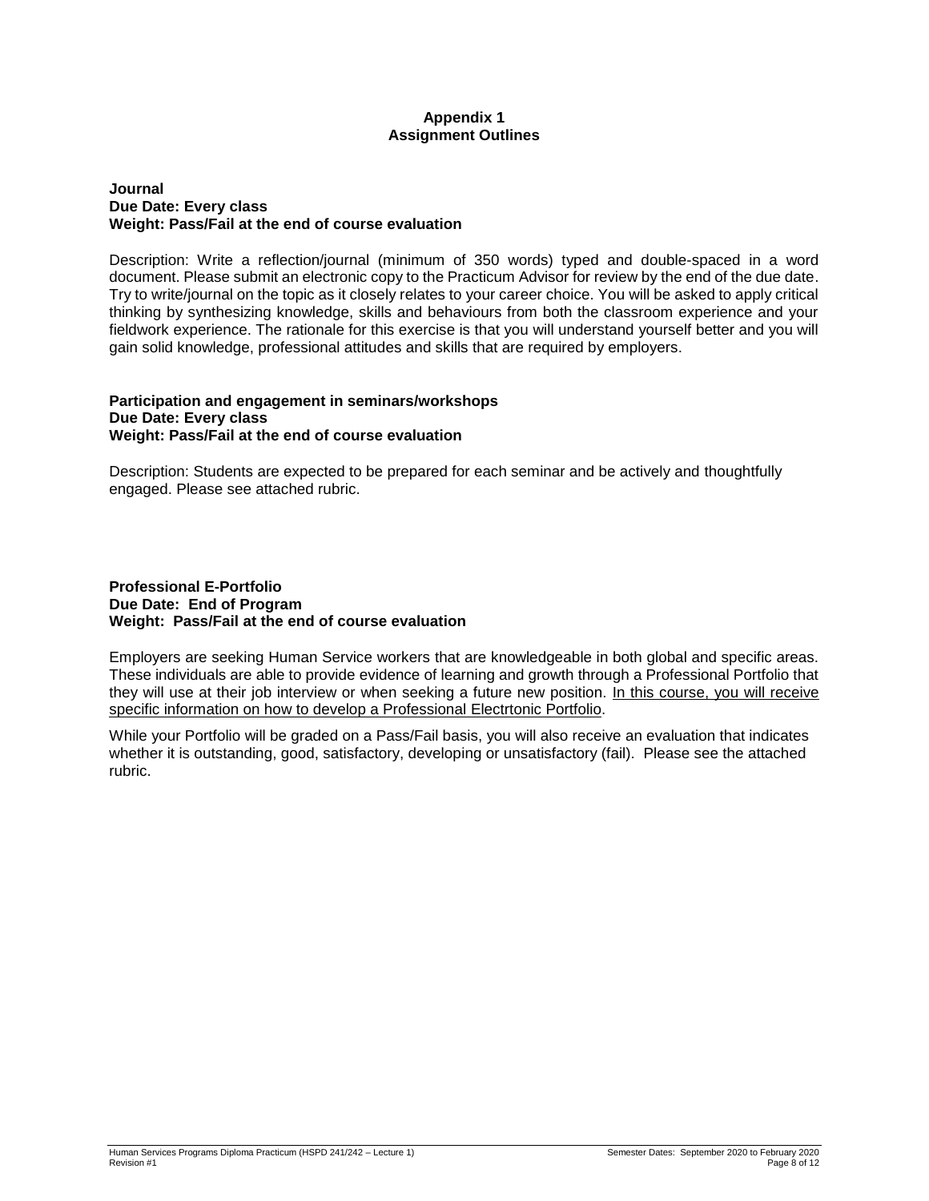# Appendix 1
# Assignment Outlines

**Journal**
**Due Date: Every class**
**Weight: Pass/Fail at the end of course evaluation**

Description: Write a reflection/journal (minimum of 350 words) typed and double-spaced in a word document. Please submit an electronic copy to the Practicum Advisor for review by the end of the due date. Try to write/journal on the topic as it closely relates to your career choice. You will be asked to apply critical thinking by synthesizing knowledge, skills and behaviours from both the classroom experience and your fieldwork experience. The rationale for this exercise is that you will understand yourself better and you will gain solid knowledge, professional attitudes and skills that are required by employers.

**Participation and engagement in seminars/workshops**
**Due Date: Every class**
**Weight: Pass/Fail at the end of course evaluation**

Description: Students are expected to be prepared for each seminar and be actively and thoughtfully engaged. Please see attached rubric.

**Professional E-Portfolio**
**Due Date: End of Program**
**Weight: Pass/Fail at the end of course evaluation**

Employers are seeking Human Service workers that are knowledgeable in both global and specific areas. These individuals are able to provide evidence of learning and growth through a Professional Portfolio that they will use at their job interview or when seeking a future new position. <u>In this course, you will receive specific information on how to develop a Professional Electrtonic Portfolio</u>.

While your Portfolio will be graded on a Pass/Fail basis, you will also receive an evaluation that indicates whether it is outstanding, good, satisfactory, developing or unsatisfactory (fail). Please see the attached rubric.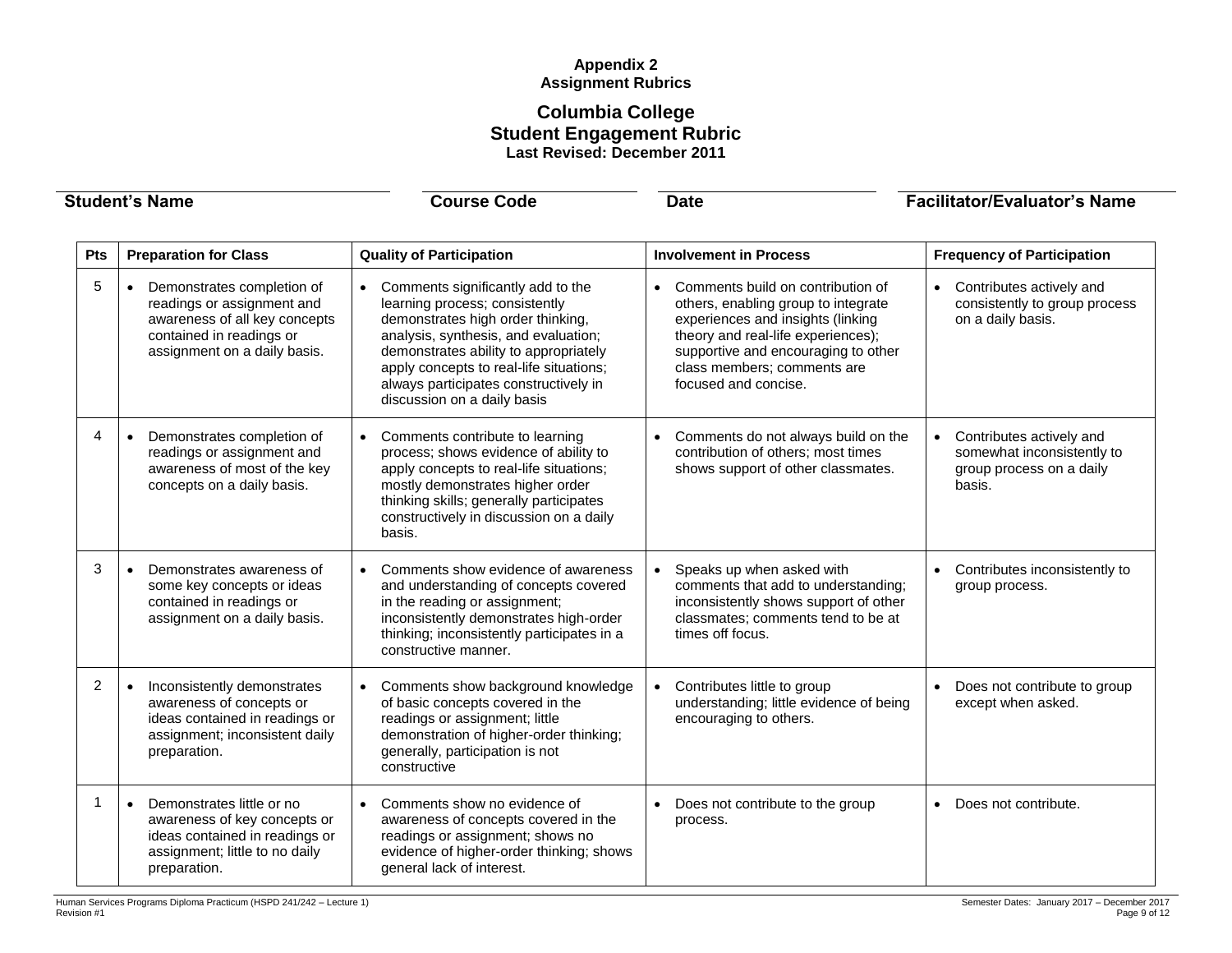**Appendix 2**
**Assignment Rubrics**

## Columbia College
## Student Engagement Rubric
**Last Revised: December 2011**

**Student's Name** | **Course Code** | **Date** | **Facilitator/Evaluator's Name**

| Pts | Preparation for Class | Quality of Participation | Involvement in Process | Frequency of Participation |
|---|---|---|---|---|
| 5 | • Demonstrates completion of readings or assignment and awareness of all key concepts contained in readings or assignment on a daily basis. | • Comments significantly add to the learning process; consistently demonstrates high order thinking, analysis, synthesis, and evaluation; demonstrates ability to appropriately apply concepts to real-life situations; always participates constructively in discussion on a daily basis | • Comments build on contribution of others, enabling group to integrate experiences and insights (linking theory and real-life experiences); supportive and encouraging to other class members; comments are focused and concise. | • Contributes actively and consistently to group process on a daily basis. |
| 4 | • Demonstrates completion of readings or assignment and awareness of most of the key concepts on a daily basis. | • Comments contribute to learning process; shows evidence of ability to apply concepts to real-life situations; mostly demonstrates higher order thinking skills; generally participates constructively in discussion on a daily basis. | • Comments do not always build on the contribution of others; most times shows support of other classmates. | • Contributes actively and somewhat inconsistently to group process on a daily basis. |
| 3 | • Demonstrates awareness of some key concepts or ideas contained in readings or assignment on a daily basis. | • Comments show evidence of awareness and understanding of concepts covered in the reading or assignment; inconsistently demonstrates high-order thinking; inconsistently participates in a constructive manner. | • Speaks up when asked with comments that add to understanding; inconsistently shows support of other classmates; comments tend to be at times off focus. | • Contributes inconsistently to group process. |
| 2 | • Inconsistently demonstrates awareness of concepts or ideas contained in readings or assignment; inconsistent daily preparation. | • Comments show background knowledge of basic concepts covered in the readings or assignment; little demonstration of higher-order thinking; generally, participation is not constructive | • Contributes little to group understanding; little evidence of being encouraging to others. | • Does not contribute to group except when asked. |
| 1 | • Demonstrates little or no awareness of key concepts or ideas contained in readings or assignment; little to no daily preparation. | • Comments show no evidence of awareness of concepts covered in the readings or assignment; shows no evidence of higher-order thinking; shows general lack of interest. | • Does not contribute to the group process. | • Does not contribute. |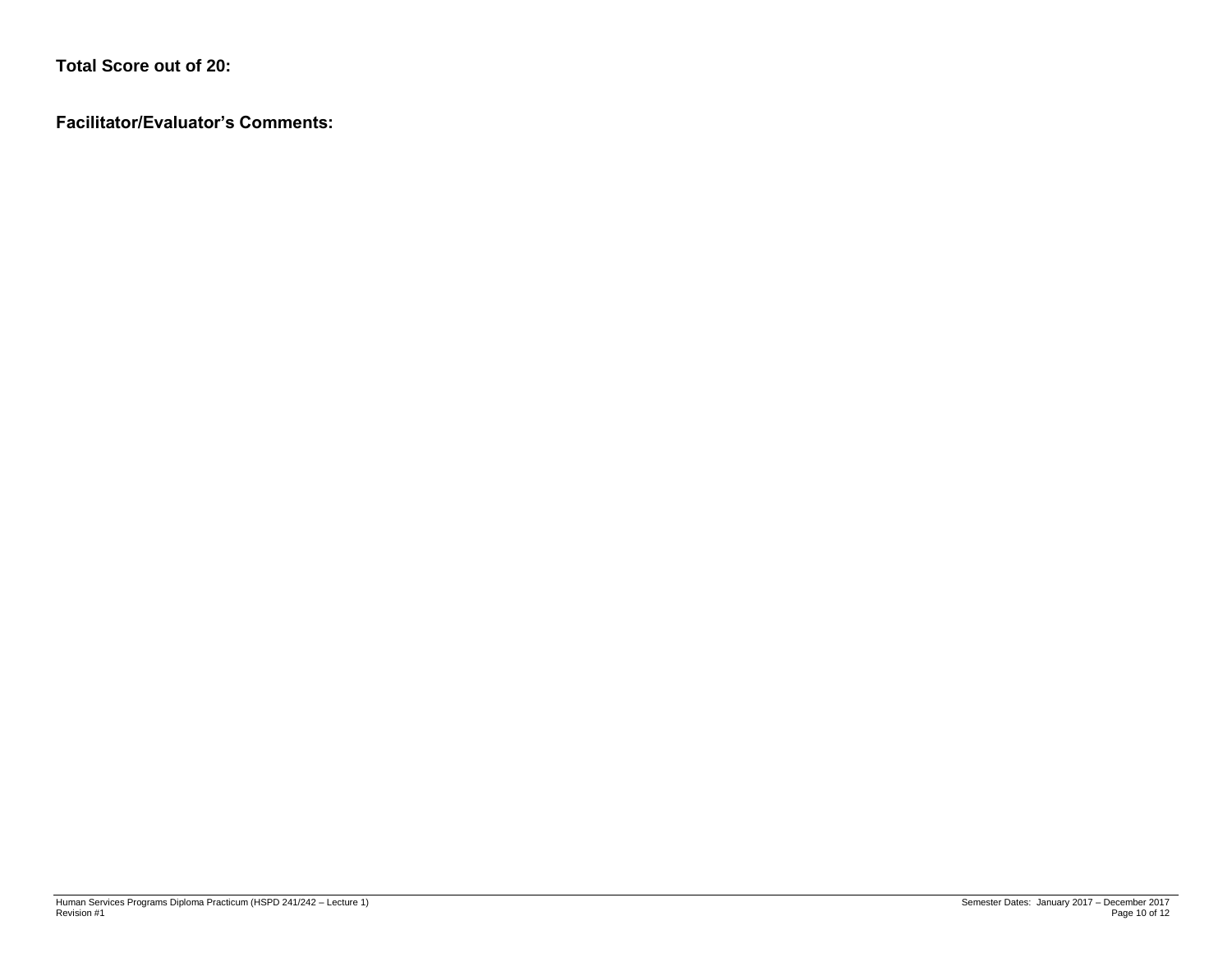**Total Score out of 20:**

**Facilitator/Evaluator's Comments:**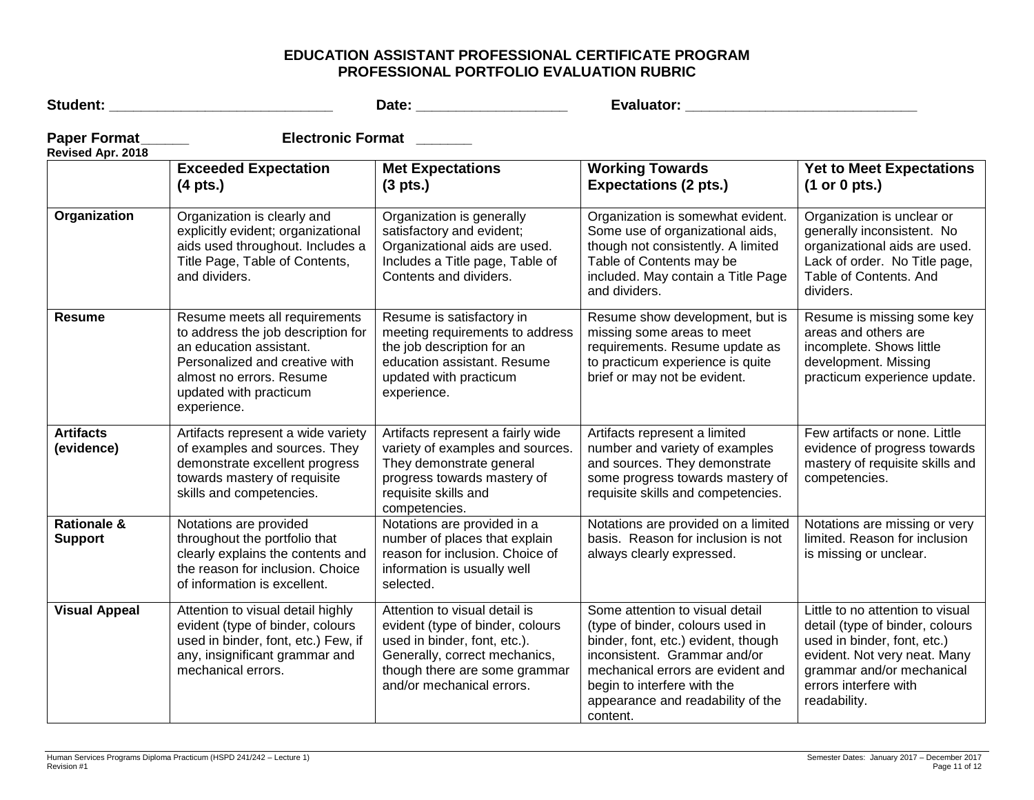# EDUCATION ASSISTANT PROFESSIONAL CERTIFICATE PROGRAM
## PROFESSIONAL PORTFOLIO EVALUATION RUBRIC

**Student:** ____________________________ **Date:** ___________________ **Evaluator:** _____________________________

**Paper Format**______ **Electronic Format** _______

**Revised Apr. 2018**

| | **Exceeded Expectation (4 pts.)** | **Met Expectations (3 pts.)** | **Working Towards Expectations (2 pts.)** | **Yet to Meet Expectations (1 or 0 pts.)** |
|---|---|---|---|---|
| **Organization** | Organization is clearly and explicitly evident; organizational aids used throughout. Includes a Title Page, Table of Contents, and dividers. | Organization is generally satisfactory and evident; Organizational aids are used. Includes a Title page, Table of Contents and dividers. | Organization is somewhat evident. Some use of organizational aids, though not consistently. A limited Table of Contents may be included. May contain a Title Page and dividers. | Organization is unclear or generally inconsistent. No organizational aids are used. Lack of order. No Title page, Table of Contents. And dividers. |
| **Resume** | Resume meets all requirements to address the job description for an education assistant. Personalized and creative with almost no errors. Resume updated with practicum experience. | Resume is satisfactory in meeting requirements to address the job description for an education assistant. Resume updated with practicum experience. | Resume show development, but is missing some areas to meet requirements. Resume update as to practicum experience is quite brief or may not be evident. | Resume is missing some key areas and others are incomplete. Shows little development. Missing practicum experience update. |
| **Artifacts (evidence)** | Artifacts represent a wide variety of examples and sources. They demonstrate excellent progress towards mastery of requisite skills and competencies. | Artifacts represent a fairly wide variety of examples and sources. They demonstrate general progress towards mastery of requisite skills and competencies. | Artifacts represent a limited number and variety of examples and sources. They demonstrate some progress towards mastery of requisite skills and competencies. | Few artifacts or none. Little evidence of progress towards mastery of requisite skills and competencies. |
| **Rationale & Support** | Notations are provided throughout the portfolio that clearly explains the contents and the reason for inclusion. Choice of information is excellent. | Notations are provided in a number of places that explain reason for inclusion. Choice of information is usually well selected. | Notations are provided on a limited basis. Reason for inclusion is not always clearly expressed. | Notations are missing or very limited. Reason for inclusion is missing or unclear. |
| **Visual Appeal** | Attention to visual detail highly evident (type of binder, colours used in binder, font, etc.) Few, if any, insignificant grammar and mechanical errors. | Attention to visual detail is evident (type of binder, colours used in binder, font, etc.). Generally, correct mechanics, though there are some grammar and/or mechanical errors. | Some attention to visual detail (type of binder, colours used in binder, font, etc.) evident, though inconsistent. Grammar and/or mechanical errors are evident and begin to interfere with the appearance and readability of the content. | Little to no attention to visual detail (type of binder, colours used in binder, font, etc.) evident. Not very neat. Many grammar and/or mechanical errors interfere with readability. |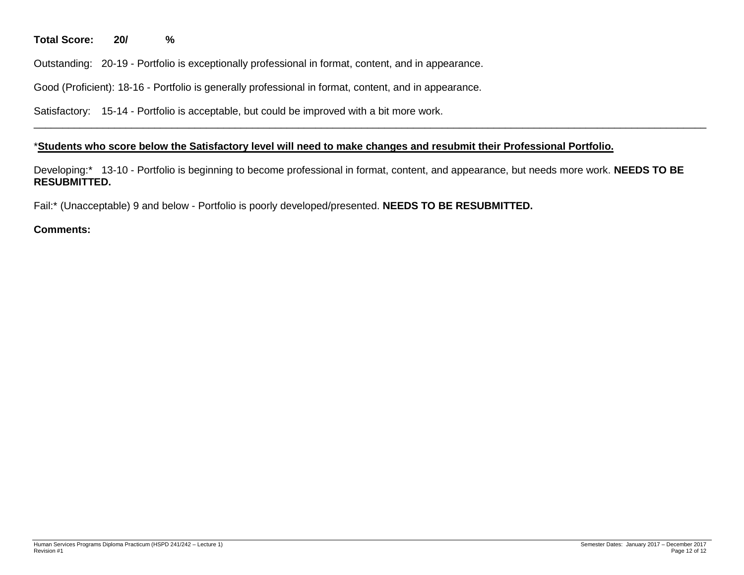**Total Score: 20/ %**

Outstanding: 20-19 - Portfolio is exceptionally professional in format, content, and in appearance.

Good (Proficient): 18-16 - Portfolio is generally professional in format, content, and in appearance.

Satisfactory: 15-14 - Portfolio is acceptable, but could be improved with a bit more work.

---

*<u>**Students who score below the Satisfactory level will need to make changes and resubmit their Professional Portfolio.**</u>

Developing:* 13-10 - Portfolio is beginning to become professional in format, content, and appearance, but needs more work. **NEEDS TO BE RESUBMITTED.**

Fail:* (Unacceptable) 9 and below - Portfolio is poorly developed/presented. **NEEDS TO BE RESUBMITTED.**

**Comments:**